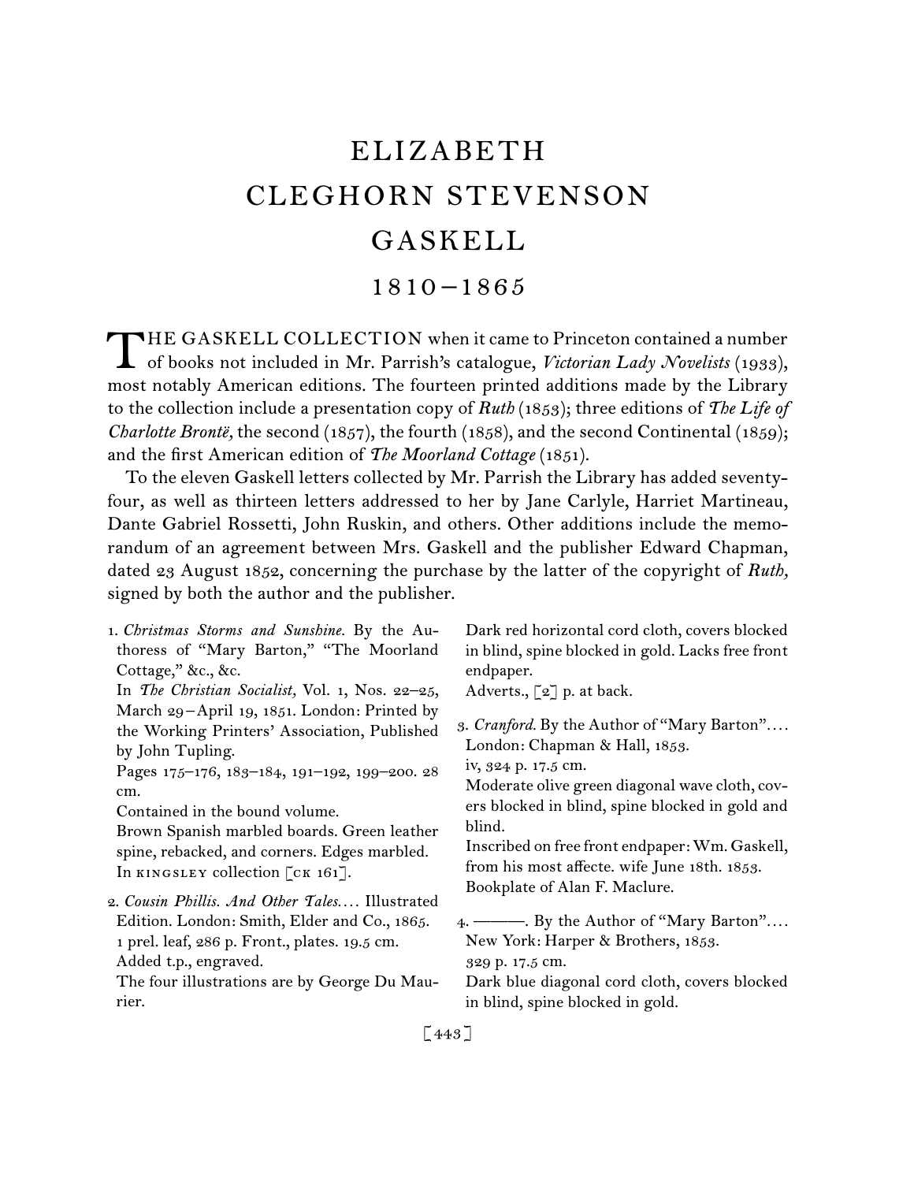# ELIZABETH CLEGHORN STEVENSON GASKELL

## 1810–1865

THE GASKELL COLLECTION when it came to Princeton contained a number of books not included in Mr. Parrish's catalogue, *Victorian Lady Novelists* (1933), most notably American editions. The fourteen printed additions made by the Library to the collection include a presentation copy of *Ruth* (1853); three editions of *The Life of Charlotte Brontë,* the second (1857), the fourth (1858), and the second Continental (1859); and the first American edition of *The Moorland Cottage* (1851).

To the eleven Gaskell letters collected by Mr. Parrish the Library has added seventy-four, as well as thirteen letters addressed to her by Jane Carlyle, Harriet Martineau, Dante Gabriel Rossetti, John Ruskin, and others. Other additions include the memorandum of an agreement between Mrs. Gaskell and the publisher Edward Chapman, dated 23 August 1852, concerning the purchase by the latter of the copyright of *Ruth,* signed by both the author and the publisher.

1. *Christmas Storms and Sunshine.* By the Authoress of "Mary Barton," "The Moorland Cottage," &c., &c.
   In *The Christian Socialist,* Vol. 1, Nos. 22–25, March 29–April 19, 1851. London: Printed by the Working Printers' Association, Published by John Tupling.
   Pages 175–176, 183–184, 191–192, 199–200. 28 cm.
   Contained in the bound volume.
   Brown Spanish marbled boards. Green leather spine, rebacked, and corners. Edges marbled.
   In KINGSLEY collection [CK 161].

2. *Cousin Phillis. And Other Tales*.... Illustrated Edition. London: Smith, Elder and Co., 1865.
   1 prel. leaf, 286 p. Front., plates. 19.5 cm.
   Added t.p., engraved.
   The four illustrations are by George Du Maurier.
   Dark red horizontal cord cloth, covers blocked in blind, spine blocked in gold. Lacks free front endpaper.
   Adverts., [2] p. at back.

3. *Cranford.* By the Author of "Mary Barton".... London: Chapman & Hall, 1853.
   iv, 324 p. 17.5 cm.
   Moderate olive green diagonal wave cloth, covers blocked in blind, spine blocked in gold and blind.
   Inscribed on free front endpaper: Wm. Gaskell, from his most affecte. wife June 18th. 1853.
   Bookplate of Alan F. Maclure.

4. ———. By the Author of "Mary Barton".... New York: Harper & Brothers, 1853.
   329 p. 17.5 cm.
   Dark blue diagonal cord cloth, covers blocked in blind, spine blocked in gold.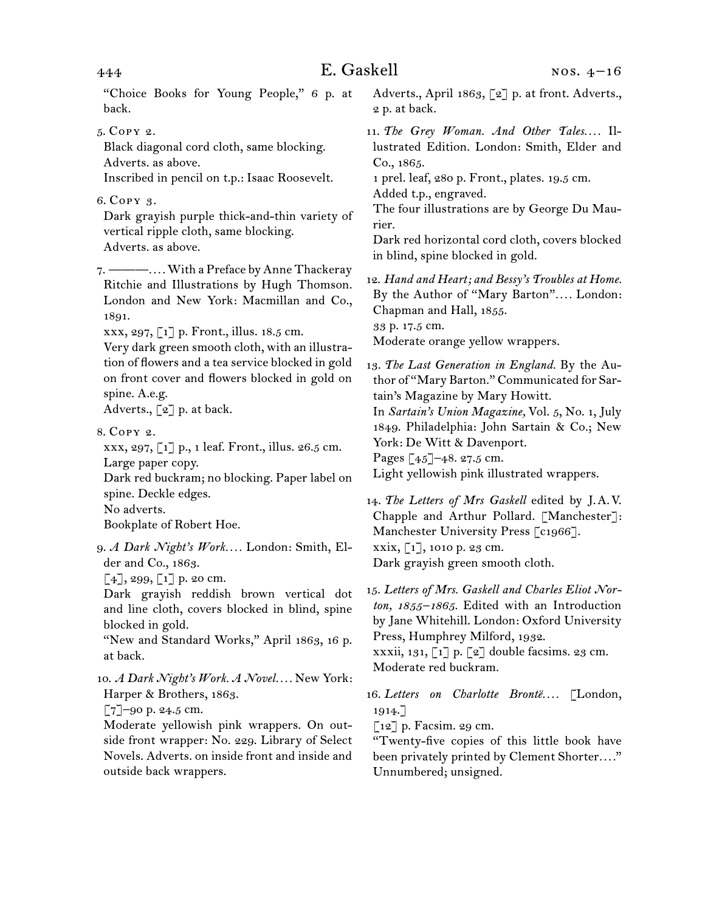“Choice Books for Young People,” 6 p. at back.

5. Copy 2.
Black diagonal cord cloth, same blocking.
Adverts. as above.
Inscribed in pencil on t.p.: Isaac Roosevelt.

6. Copy 3.
Dark grayish purple thick-and-thin variety of vertical ripple cloth, same blocking.
Adverts. as above.

7. ———. . . . With a Preface by Anne Thackeray Ritchie and Illustrations by Hugh Thomson. London and New York: Macmillan and Co., 1891.
xxx, 297, [1] p. Front., illus. 18.5 cm.
Very dark green smooth cloth, with an illustration of flowers and a tea service blocked in gold on front cover and flowers blocked in gold on spine. A.e.g.
Adverts., [2] p. at back.

8. Copy 2.
xxx, 297, [1] p., 1 leaf. Front., illus. 26.5 cm.
Large paper copy.
Dark red buckram; no blocking. Paper label on spine. Deckle edges.
No adverts.
Bookplate of Robert Hoe.

9. *A Dark Night’s Work*. . . . London: Smith, Elder and Co., 1863.
[4], 299, [1] p. 20 cm.
Dark grayish reddish brown vertical dot and line cloth, covers blocked in blind, spine blocked in gold.
“New and Standard Works,” April 1863, 16 p. at back.

10. *A Dark Night’s Work. A Novel*. . . . New York: Harper & Brothers, 1863.
[7]–90 p. 24.5 cm.
Moderate yellowish pink wrappers. On outside front wrapper: No. 229. Library of Select Novels. Adverts. on inside front and inside and outside back wrappers.
Adverts., April 1863, [2] p. at front. Adverts., 2 p. at back.

11. *The Grey Woman. And Other Tales*. . . . Illustrated Edition. London: Smith, Elder and Co., 1865.
1 prel. leaf, 280 p. Front., plates. 19.5 cm.
Added t.p., engraved.
The four illustrations are by George Du Maurier.
Dark red horizontal cord cloth, covers blocked in blind, spine blocked in gold.

12. *Hand and Heart; and Bessy’s Troubles at Home*. By the Author of “Mary Barton”. . . . London: Chapman and Hall, 1855.
33 p. 17.5 cm.
Moderate orange yellow wrappers.

13. *The Last Generation in England*. By the Author of “Mary Barton.” Communicated for Sartain’s Magazine by Mary Howitt.
In *Sartain’s Union Magazine*, Vol. 5, No. 1, July 1849. Philadelphia: John Sartain & Co.; New York: De Witt & Davenport.
Pages [45]–48. 27.5 cm.
Light yellowish pink illustrated wrappers.

14. *The Letters of Mrs Gaskell* edited by J. A. V. Chapple and Arthur Pollard. [Manchester]: Manchester University Press [c1966].
xxix, [1], 1010 p. 23 cm.
Dark grayish green smooth cloth.

15. *Letters of Mrs. Gaskell and Charles Eliot Norton, 1855–1865*. Edited with an Introduction by Jane Whitehill. London: Oxford University Press, Humphrey Milford, 1932.
xxxii, 131, [1] p. [2] double facsims. 23 cm.
Moderate red buckram.

16. *Letters on Charlotte Brontë*. . . . [London, 1914.]
[12] p. Facsim. 29 cm.
“Twenty-five copies of this little book have been privately printed by Clement Shorter. . . .”
Unnumbered; unsigned.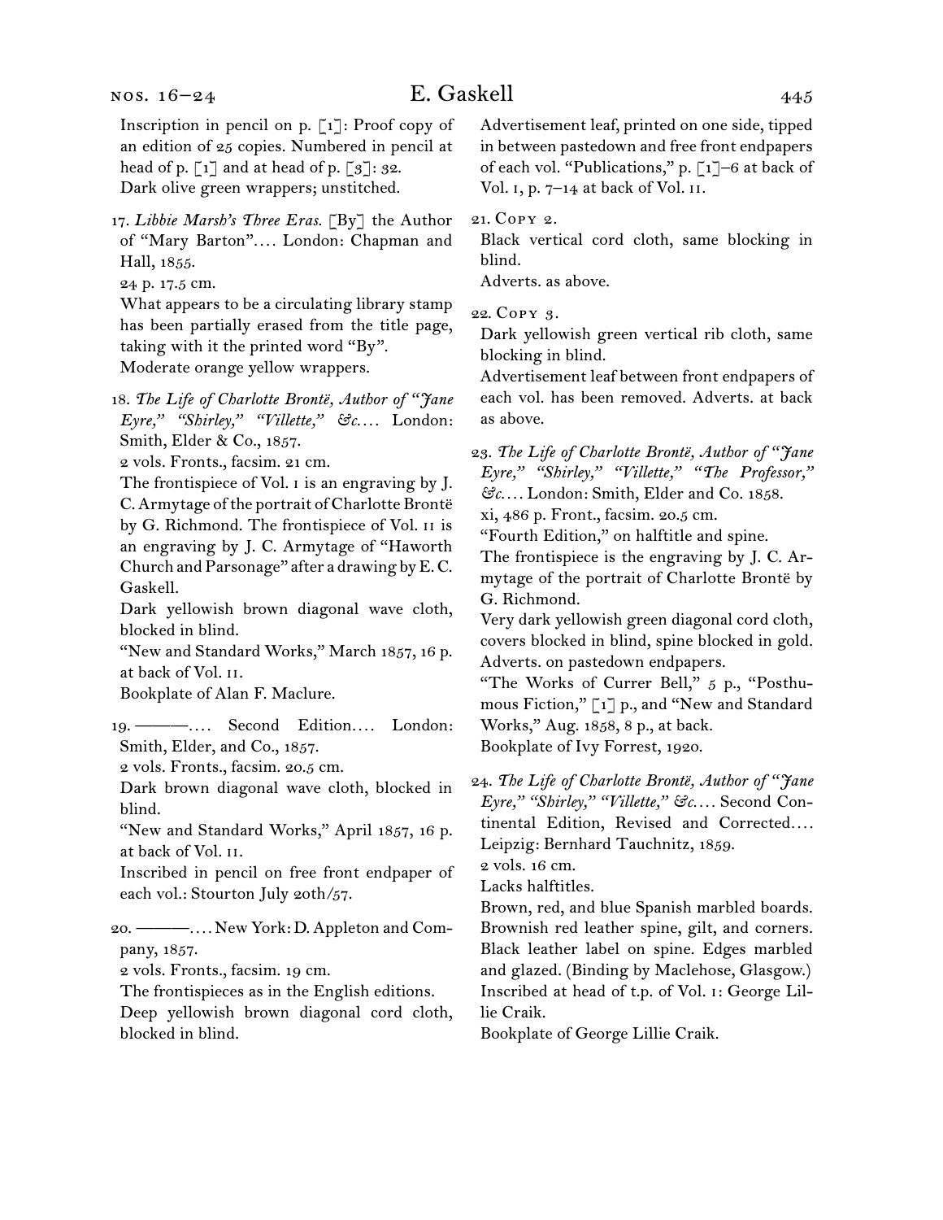Inscription in pencil on p. [1]: Proof copy of an edition of 25 copies. Numbered in pencil at head of p. [1] and at head of p. [3]: 32.
Dark olive green wrappers; unstitched.

17. *Libbie Marsh's Three Eras.* [By] the Author of "Mary Barton"…. London: Chapman and Hall, 1855.
24 p. 17.5 cm.
What appears to be a circulating library stamp has been partially erased from the title page, taking with it the printed word "By".
Moderate orange yellow wrappers.

18. *The Life of Charlotte Brontë, Author of "Jane Eyre," "Shirley," "Villette," &c.*… London: Smith, Elder & Co., 1857.
2 vols. Fronts., facsim. 21 cm.
The frontispiece of Vol. i is an engraving by J. C. Armytage of the portrait of Charlotte Brontë by G. Richmond. The frontispiece of Vol. ii is an engraving by J. C. Armytage of "Haworth Church and Parsonage" after a drawing by E. C. Gaskell.
Dark yellowish brown diagonal wave cloth, blocked in blind.
"New and Standard Works," March 1857, 16 p. at back of Vol. ii.
Bookplate of Alan F. Maclure.

19. ———…. Second Edition…. London: Smith, Elder, and Co., 1857.
2 vols. Fronts., facsim. 20.5 cm.
Dark brown diagonal wave cloth, blocked in blind.
"New and Standard Works," April 1857, 16 p. at back of Vol. ii.
Inscribed in pencil on free front endpaper of each vol.: Stourton July 20th/57.

20. ———…. New York: D. Appleton and Company, 1857.
2 vols. Fronts., facsim. 19 cm.
The frontispieces as in the English editions.
Deep yellowish brown diagonal cord cloth, blocked in blind.
Advertisement leaf, printed on one side, tipped in between pastedown and free front endpapers of each vol. "Publications," p. [1]–6 at back of Vol. i, p. 7–14 at back of Vol. ii.

21. Copy 2.
Black vertical cord cloth, same blocking in blind.
Adverts. as above.

22. Copy 3.
Dark yellowish green vertical rib cloth, same blocking in blind.
Advertisement leaf between front endpapers of each vol. has been removed. Adverts. at back as above.

23. *The Life of Charlotte Brontë, Author of "Jane Eyre," "Shirley," "Villette," "The Professor," &c.*… London: Smith, Elder and Co. 1858.
xi, 486 p. Front., facsim. 20.5 cm.
"Fourth Edition," on halftitle and spine.
The frontispiece is the engraving by J. C. Armytage of the portrait of Charlotte Brontë by G. Richmond.
Very dark yellowish green diagonal cord cloth, covers blocked in blind, spine blocked in gold.
Adverts. on pastedown endpapers.
"The Works of Currer Bell," 5 p., "Posthumous Fiction," [1] p., and "New and Standard Works," Aug. 1858, 8 p., at back.
Bookplate of Ivy Forrest, 1920.

24. *The Life of Charlotte Brontë, Author of "Jane Eyre," "Shirley," "Villette," &c.*… Second Continental Edition, Revised and Corrected…. Leipzig: Bernhard Tauchnitz, 1859.
2 vols. 16 cm.
Lacks halftitles.
Brown, red, and blue Spanish marbled boards. Brownish red leather spine, gilt, and corners. Black leather label on spine. Edges marbled and glazed. (Binding by Maclehose, Glasgow.)
Inscribed at head of t.p. of Vol. i: George Lillie Craik.
Bookplate of George Lillie Craik.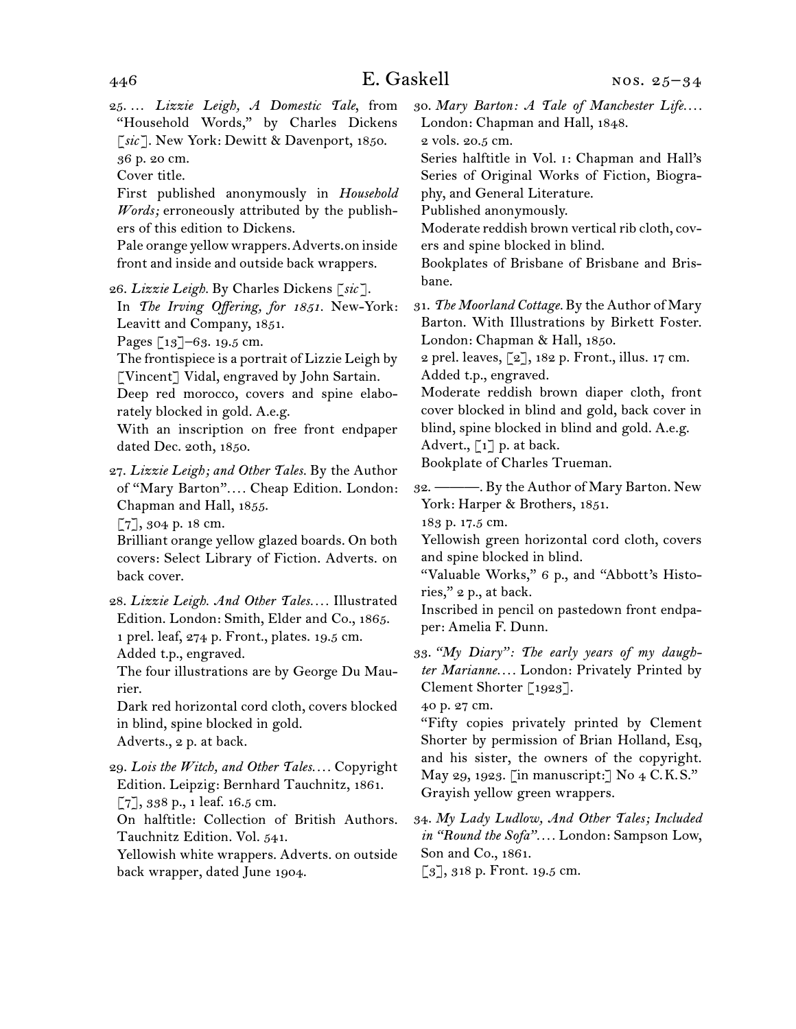25. … *Lizzie Leigh, A Domestic Tale*, from "Household Words," by Charles Dickens [*sic*]. New York: Dewitt & Davenport, 1850.
36 p. 20 cm.
Cover title.
First published anonymously in *Household Words;* erroneously attributed by the publishers of this edition to Dickens.
Pale orange yellow wrappers. Adverts. on inside front and inside and outside back wrappers.

26. *Lizzie Leigh.* By Charles Dickens [*sic*].
In *The Irving Offering, for 1851.* New-York: Leavitt and Company, 1851.
Pages [13]–63. 19.5 cm.
The frontispiece is a portrait of Lizzie Leigh by [Vincent] Vidal, engraved by John Sartain.
Deep red morocco, covers and spine elaborately blocked in gold. A.e.g.
With an inscription on free front endpaper dated Dec. 20th, 1850.

27. *Lizzie Leigh; and Other Tales.* By the Author of "Mary Barton"… . Cheap Edition. London: Chapman and Hall, 1855.
[7], 304 p. 18 cm.
Brilliant orange yellow glazed boards. On both covers: Select Library of Fiction. Adverts. on back cover.

28. *Lizzie Leigh. And Other Tales.* … Illustrated Edition. London: Smith, Elder and Co., 1865.
1 prel. leaf, 274 p. Front., plates. 19.5 cm.
Added t.p., engraved.
The four illustrations are by George Du Maurier.
Dark red horizontal cord cloth, covers blocked in blind, spine blocked in gold.
Adverts., 2 p. at back.

29. *Lois the Witch, and Other Tales.* … Copyright Edition. Leipzig: Bernhard Tauchnitz, 1861.
[7], 338 p., 1 leaf. 16.5 cm.
On halftitle: Collection of British Authors. Tauchnitz Edition. Vol. 541.
Yellowish white wrappers. Adverts. on outside back wrapper, dated June 1904.

30. *Mary Barton: A Tale of Manchester Life.* … London: Chapman and Hall, 1848.
2 vols. 20.5 cm.
Series halftitle in Vol. 1: Chapman and Hall's Series of Original Works of Fiction, Biography, and General Literature.
Published anonymously.
Moderate reddish brown vertical rib cloth, covers and spine blocked in blind.
Bookplates of Brisbane of Brisbane and Brisbane.

31. *The Moorland Cottage.* By the Author of Mary Barton. With Illustrations by Birkett Foster. London: Chapman & Hall, 1850.
2 prel. leaves, [2], 182 p. Front., illus. 17 cm.
Added t.p., engraved.
Moderate reddish brown diaper cloth, front cover blocked in blind and gold, back cover in blind, spine blocked in blind and gold. A.e.g.
Advert., [1] p. at back.
Bookplate of Charles Trueman.

32. ———. By the Author of Mary Barton. New York: Harper & Brothers, 1851.
183 p. 17.5 cm.
Yellowish green horizontal cord cloth, covers and spine blocked in blind.
"Valuable Works," 6 p., and "Abbott's Histories," 2 p., at back.
Inscribed in pencil on pastedown front endpaper: Amelia F. Dunn.

33. *"My Diary": The early years of my daughter Marianne.* … London: Privately Printed by Clement Shorter [1923].
40 p. 27 cm.
"Fifty copies privately printed by Clement Shorter by permission of Brian Holland, Esq, and his sister, the owners of the copyright. May 29, 1923. [in manuscript:] No 4 C. K. S."
Grayish yellow green wrappers.

34. *My Lady Ludlow, And Other Tales; Included in "Round the Sofa"*… . London: Sampson Low, Son and Co., 1861.
[3], 318 p. Front. 19.5 cm.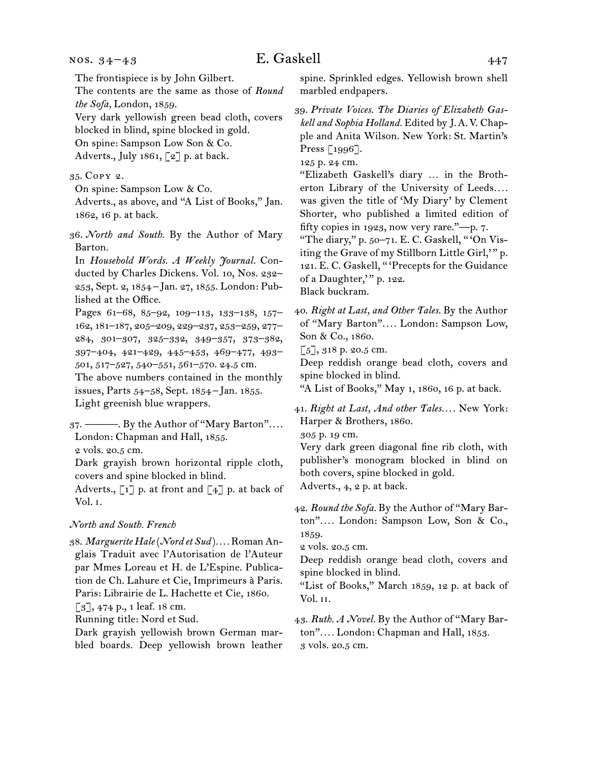The frontispiece is by John Gilbert.
The contents are the same as those of *Round the Sofa,* London, 1859.
Very dark yellowish green bead cloth, covers blocked in blind, spine blocked in gold.
On spine: Sampson Low Son & Co.
Adverts., July 1861, [2] p. at back.

35. Copy 2.
On spine: Sampson Low & Co.
Adverts., as above, and "A List of Books," Jan. 1862, 16 p. at back.

36. *North and South.* By the Author of Mary Barton.
In *Household Words. A Weekly Journal.* Conducted by Charles Dickens. Vol. 10, Nos. 232–253, Sept. 2, 1854–Jan. 27, 1855. London: Published at the Office.
Pages 61–68, 85–92, 109–113, 133–138, 157–162, 181–187, 205–209, 229–237, 253–259, 277–284, 301–307, 325–332, 349–357, 373–382, 397–404, 421–429, 445–453, 469–477, 493–501, 517–527, 540–551, 561–570. 24.5 cm.
The above numbers contained in the monthly issues, Parts 54–58, Sept. 1854–Jan. 1855.
Light greenish blue wrappers.

37. ———. By the Author of "Mary Barton".... London: Chapman and Hall, 1855.
2 vols. 20.5 cm.
Dark grayish brown horizontal ripple cloth, covers and spine blocked in blind.
Adverts., [1] p. at front and [4] p. at back of Vol. I.

*North and South. French*

38. *Marguerite Hale (Nord et Sud)*.... Roman Anglais Traduit avec l'Autorisation de l'Auteur par Mmes Loreau et H. de L'Espine. Publication de Ch. Lahure et Cie, Imprimeurs à Paris. Paris: Librairie de L. Hachette et Cie, 1860.
[3], 474 p., 1 leaf. 18 cm.
Running title: Nord et Sud.
Dark grayish yellowish brown German marbled boards. Deep yellowish brown leather spine. Sprinkled edges. Yellowish brown shell marbled endpapers.

39. *Private Voices. The Diaries of Elizabeth Gaskell and Sophia Holland.* Edited by J. A. V. Chapple and Anita Wilson. New York: St. Martin's Press [1996].
125 p. 24 cm.
"Elizabeth Gaskell's diary ... in the Brotherton Library of the University of Leeds.... was given the title of 'My Diary' by Clement Shorter, who published a limited edition of fifty copies in 1923, now very rare."—p. 7.
"The diary," p. 50–71. E. C. Gaskell, "'On Visiting the Grave of my Stillborn Little Girl,'" p. 121. E. C. Gaskell, "'Precepts for the Guidance of a Daughter,'" p. 122.
Black buckram.

40. *Right at Last, and Other Tales.* By the Author of "Mary Barton".... London: Sampson Low, Son & Co., 1860.
[5], 318 p. 20.5 cm.
Deep reddish orange bead cloth, covers and spine blocked in blind.
"A List of Books," May 1, 1860, 16 p. at back.

41. *Right at Last, And other Tales....* New York: Harper & Brothers, 1860.
305 p. 19 cm.
Very dark green diagonal fine rib cloth, with publisher's monogram blocked in blind on both covers, spine blocked in gold.
Adverts., 4, 2 p. at back.

42. *Round the Sofa.* By the Author of "Mary Barton".... London: Sampson Low, Son & Co., 1859.
2 vols. 20.5 cm.
Deep reddish orange bead cloth, covers and spine blocked in blind.
"List of Books," March 1859, 12 p. at back of Vol. II.

43. *Ruth. A Novel.* By the Author of "Mary Barton".... London: Chapman and Hall, 1853.
3 vols. 20.5 cm.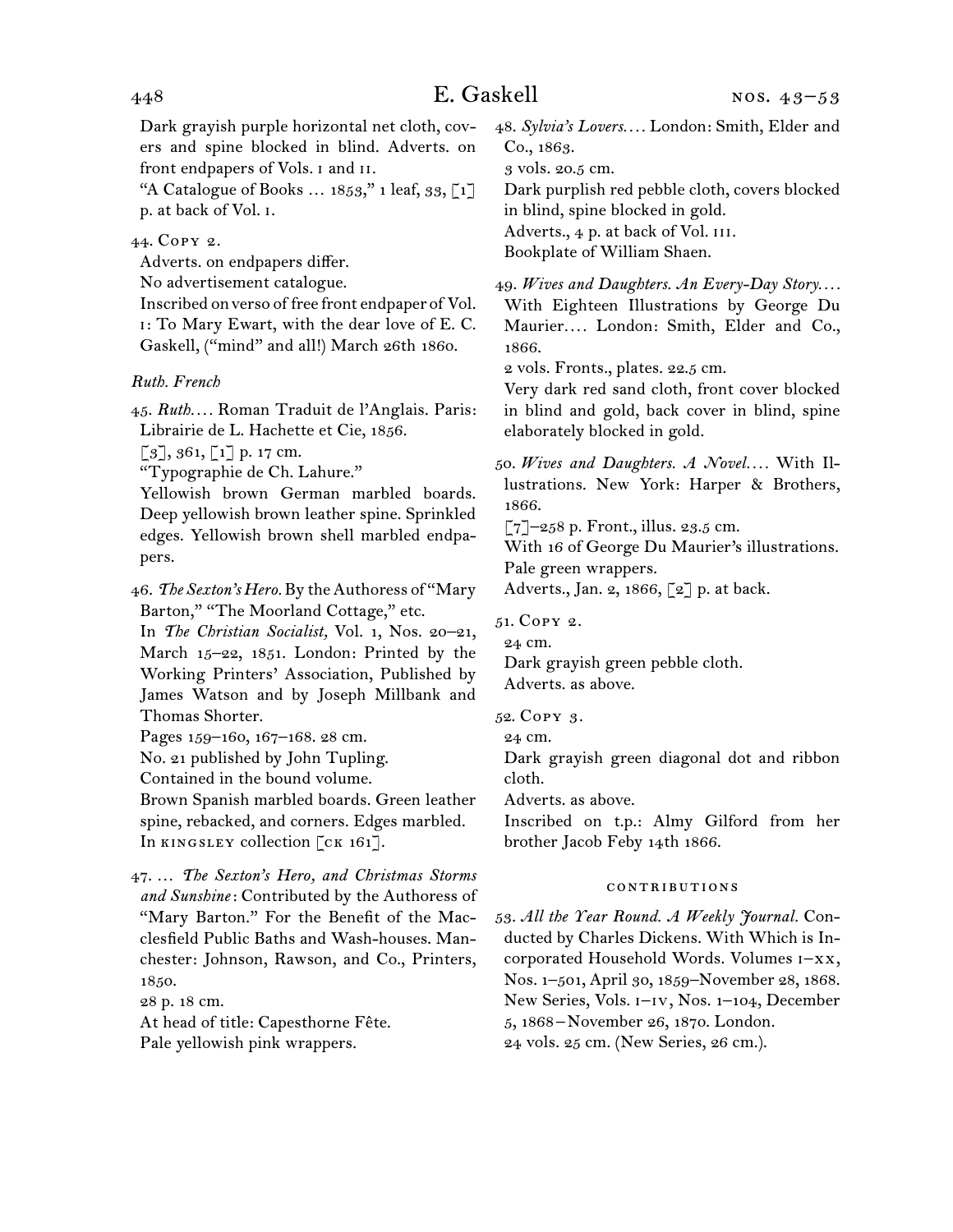Dark grayish purple horizontal net cloth, covers and spine blocked in blind. Adverts. on front endpapers of Vols. I and II.

"A Catalogue of Books … 1853," 1 leaf, 33, [1] p. at back of Vol. I.

44. Copy 2.

Adverts. on endpapers differ.

No advertisement catalogue.

Inscribed on verso of free front endpaper of Vol. I: To Mary Ewart, with the dear love of E. C. Gaskell, ("mind" and all!) March 26th 1860.

*Ruth. French*

45. *Ruth.…* Roman Traduit de l'Anglais. Paris: Librairie de L. Hachette et Cie, 1856.

[3], 361, [1] p. 17 cm.

"Typographie de Ch. Lahure."

Yellowish brown German marbled boards. Deep yellowish brown leather spine. Sprinkled edges. Yellowish brown shell marbled endpapers.

46. *The Sexton's Hero.* By the Authoress of "Mary Barton," "The Moorland Cottage," etc.

In *The Christian Socialist,* Vol. 1, Nos. 20–21, March 15–22, 1851. London: Printed by the Working Printers' Association, Published by James Watson and by Joseph Millbank and Thomas Shorter.

Pages 159–160, 167–168. 28 cm.

No. 21 published by John Tupling.

Contained in the bound volume.

Brown Spanish marbled boards. Green leather spine, rebacked, and corners. Edges marbled. In KINGSLEY collection [CK 161].

47. … *The Sexton's Hero, and Christmas Storms and Sunshine*: Contributed by the Authoress of "Mary Barton." For the Benefit of the Macclesfield Public Baths and Wash-houses. Manchester: Johnson, Rawson, and Co., Printers, 1850.

28 p. 18 cm.

At head of title: Capesthorne Fête.

Pale yellowish pink wrappers.

48. *Sylvia's Lovers.…* London: Smith, Elder and Co., 1863.

3 vols. 20.5 cm.

Dark purplish red pebble cloth, covers blocked in blind, spine blocked in gold.

Adverts., 4 p. at back of Vol. III.

Bookplate of William Shaen.

49. *Wives and Daughters. An Every-Day Story.…* With Eighteen Illustrations by George Du Maurier.… London: Smith, Elder and Co., 1866.

2 vols. Fronts., plates. 22.5 cm.

Very dark red sand cloth, front cover blocked in blind and gold, back cover in blind, spine elaborately blocked in gold.

50. *Wives and Daughters. A Novel.…* With Illustrations. New York: Harper & Brothers, 1866.

[7]–258 p. Front., illus. 23.5 cm.

With 16 of George Du Maurier's illustrations.

Pale green wrappers.

Adverts., Jan. 2, 1866, [2] p. at back.

51. Copy 2.

24 cm.

Dark grayish green pebble cloth.

Adverts. as above.

52. Copy 3.

24 cm.

Dark grayish green diagonal dot and ribbon cloth.

Adverts. as above.

Inscribed on t.p.: Almy Gilford from her brother Jacob Feby 14th 1866.

### CONTRIBUTIONS

53. *All the Year Round. A Weekly Journal.* Conducted by Charles Dickens. With Which is Incorporated Household Words. Volumes I–XX, Nos. 1–501, April 30, 1859–November 28, 1868. New Series, Vols. I–IV, Nos. 1–104, December 5, 1868–November 26, 1870. London.

24 vols. 25 cm. (New Series, 26 cm.).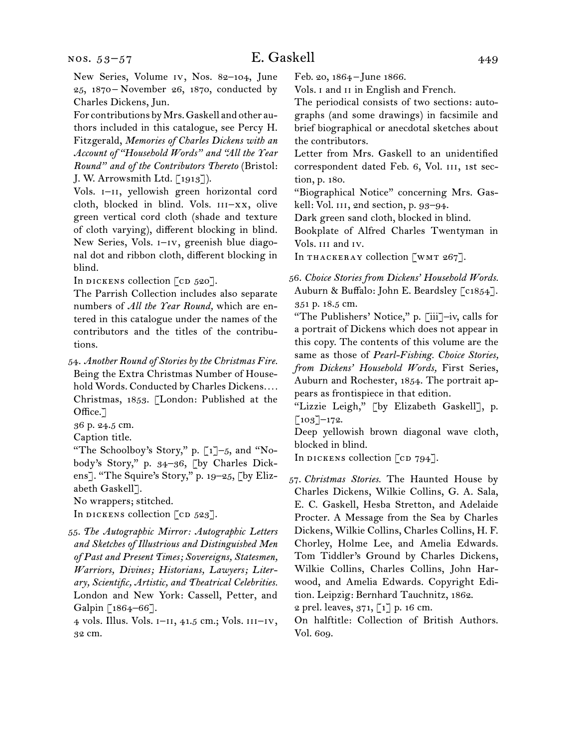New Series, Volume iv, Nos. 82–104, June 25, 1870– November 26, 1870, conducted by Charles Dickens, Jun.

For contributions by Mrs. Gaskell and other authors included in this catalogue, see Percy H. Fitzgerald, *Memories of Charles Dickens with an Account of "Household Words" and "All the Year Round" and of the Contributors Thereto* (Bristol: J. W. Arrowsmith Ltd. [1913]).

Vols. i–ii, yellowish green horizontal cord cloth, blocked in blind. Vols. iii–xx, olive green vertical cord cloth (shade and texture of cloth varying), different blocking in blind. New Series, Vols. i–iv, greenish blue diagonal dot and ribbon cloth, different blocking in blind.

In dickens collection [cd 520].

The Parrish Collection includes also separate numbers of *All the Year Round,* which are entered in this catalogue under the names of the contributors and the titles of the contributions.

54. *Another Round of Stories by the Christmas Fire.* Being the Extra Christmas Number of Household Words. Conducted by Charles Dickens.... Christmas, 1853. [London: Published at the Office.]

36 p. 24.5 cm.

Caption title.

"The Schoolboy's Story," p. [1]–5, and "Nobody's Story," p. 34–36, [by Charles Dickens]. "The Squire's Story," p. 19–25, [by Elizabeth Gaskell].

No wrappers; stitched.

In dickens collection [cd 523].

55. *The Autographic Mirror: Autographic Letters and Sketches of Illustrious and Distinguished Men of Past and Present Times; Sovereigns, Statesmen, Warriors, Divines; Historians, Lawyers; Literary, Scientific, Artistic, and Theatrical Celebrities.* London and New York: Cassell, Petter, and Galpin [1864–66].

4 vols. Illus. Vols. i–ii, 41.5 cm.; Vols. iii–iv, 32 cm.

Feb. 20, 1864–June 1866.

Vols. i and ii in English and French.

The periodical consists of two sections: autographs (and some drawings) in facsimile and brief biographical or anecdotal sketches about the contributors.

Letter from Mrs. Gaskell to an unidentified correspondent dated Feb. 6, Vol. iii, 1st section, p. 180.

"Biographical Notice" concerning Mrs. Gaskell: Vol. iii, 2nd section, p. 93–94.

Dark green sand cloth, blocked in blind.

Bookplate of Alfred Charles Twentyman in Vols. iii and iv.

In thackeray collection [wmt 267].

56. *Choice Stories from Dickens' Household Words.* Auburn & Buffalo: John E. Beardsley [c1854].

351 p. 18.5 cm.

"The Publishers' Notice," p. [iii]–iv, calls for a portrait of Dickens which does not appear in this copy. The contents of this volume are the same as those of *Pearl-Fishing. Choice Stories, from Dickens' Household Words,* First Series, Auburn and Rochester, 1854. The portrait appears as frontispiece in that edition.

"Lizzie Leigh," [by Elizabeth Gaskell], p. [103]–172.

Deep yellowish brown diagonal wave cloth, blocked in blind.

In dickens collection [cd 794].

57. *Christmas Stories.* The Haunted House by Charles Dickens, Wilkie Collins, G. A. Sala, E. C. Gaskell, Hesba Stretton, and Adelaide Procter. A Message from the Sea by Charles Dickens, Wilkie Collins, Charles Collins, H. F. Chorley, Holme Lee, and Amelia Edwards. Tom Tiddler's Ground by Charles Dickens, Wilkie Collins, Charles Collins, John Harwood, and Amelia Edwards. Copyright Edition. Leipzig: Bernhard Tauchnitz, 1862.

2 prel. leaves, 371, [1] p. 16 cm.

On halftitle: Collection of British Authors. Vol. 609.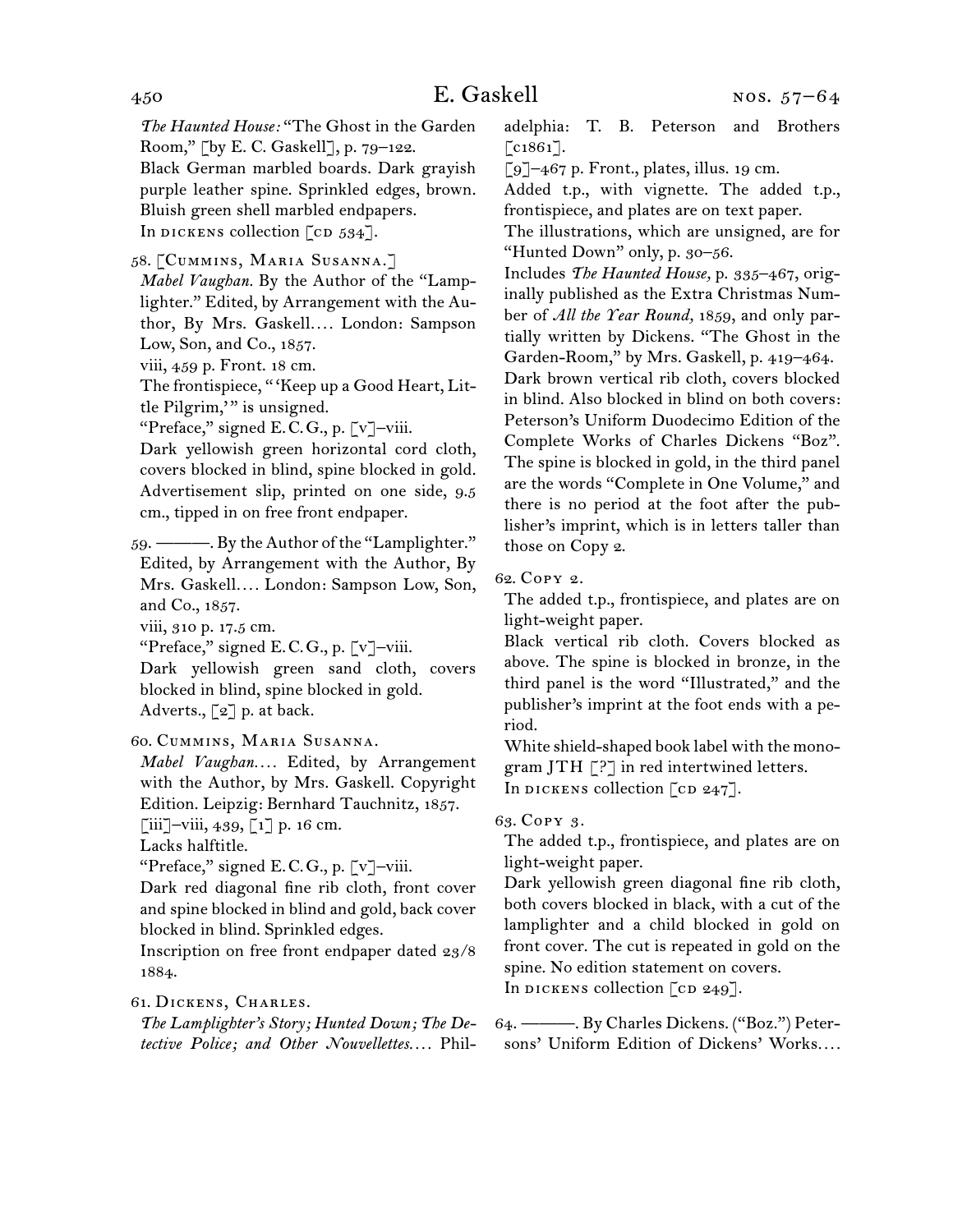*The Haunted House:* "The Ghost in the Garden Room," [by E. C. Gaskell], p. 79–122.
Black German marbled boards. Dark grayish purple leather spine. Sprinkled edges, brown. Bluish green shell marbled endpapers.
In DICKENS collection [CD 534].

58. [CUMMINS, MARIA SUSANNA.]
*Mabel Vaughan.* By the Author of the "Lamplighter." Edited, by Arrangement with the Author, By Mrs. Gaskell.… London: Sampson Low, Son, and Co., 1857.
viii, 459 p. Front. 18 cm.
The frontispiece, "'Keep up a Good Heart, Little Pilgrim,'" is unsigned.
"Preface," signed E. C. G., p. [v]–viii.
Dark yellowish green horizontal cord cloth, covers blocked in blind, spine blocked in gold.
Advertisement slip, printed on one side, 9.5 cm., tipped in on free front endpaper.

59. ———. By the Author of the "Lamplighter." Edited, by Arrangement with the Author, By Mrs. Gaskell.… London: Sampson Low, Son, and Co., 1857.
viii, 310 p. 17.5 cm.
"Preface," signed E. C. G., p. [v]–viii.
Dark yellowish green sand cloth, covers blocked in blind, spine blocked in gold.
Adverts., [2] p. at back.

60. CUMMINS, MARIA SUSANNA.
*Mabel Vaughan.…* Edited, by Arrangement with the Author, by Mrs. Gaskell. Copyright Edition. Leipzig: Bernhard Tauchnitz, 1857.
[iii]–viii, 439, [1] p. 16 cm.
Lacks halftitle.
"Preface," signed E. C. G., p. [v]–viii.
Dark red diagonal fine rib cloth, front cover and spine blocked in blind and gold, back cover blocked in blind. Sprinkled edges.
Inscription on free front endpaper dated 23/8 1884.

61. DICKENS, CHARLES.
*The Lamplighter's Story; Hunted Down; The Detective Police; and Other Nouvellettes.…* Philadelphia: T. B. Peterson and Brothers [c1861].
[9]–467 p. Front., plates, illus. 19 cm.
Added t.p., with vignette. The added t.p., frontispiece, and plates are on text paper.
The illustrations, which are unsigned, are for "Hunted Down" only, p. 30–56.
Includes *The Haunted House,* p. 335–467, originally published as the Extra Christmas Number of *All the Year Round,* 1859, and only partially written by Dickens. "The Ghost in the Garden-Room," by Mrs. Gaskell, p. 419–464.
Dark brown vertical rib cloth, covers blocked in blind. Also blocked in blind on both covers: Peterson's Uniform Duodecimo Edition of the Complete Works of Charles Dickens "Boz". The spine is blocked in gold, in the third panel are the words "Complete in One Volume," and there is no period at the foot after the publisher's imprint, which is in letters taller than those on Copy 2.

62. COPY 2.
The added t.p., frontispiece, and plates are on light-weight paper.
Black vertical rib cloth. Covers blocked as above. The spine is blocked in bronze, in the third panel is the word "Illustrated," and the publisher's imprint at the foot ends with a period.
White shield-shaped book label with the monogram JTH [?] in red intertwined letters.
In DICKENS collection [CD 247].

63. COPY 3.
The added t.p., frontispiece, and plates are on light-weight paper.
Dark yellowish green diagonal fine rib cloth, both covers blocked in black, with a cut of the lamplighter and a child blocked in gold on front cover. The cut is repeated in gold on the spine. No edition statement on covers.
In DICKENS collection [CD 249].

64. ———. By Charles Dickens. ("Boz.") Petersons' Uniform Edition of Dickens' Works.…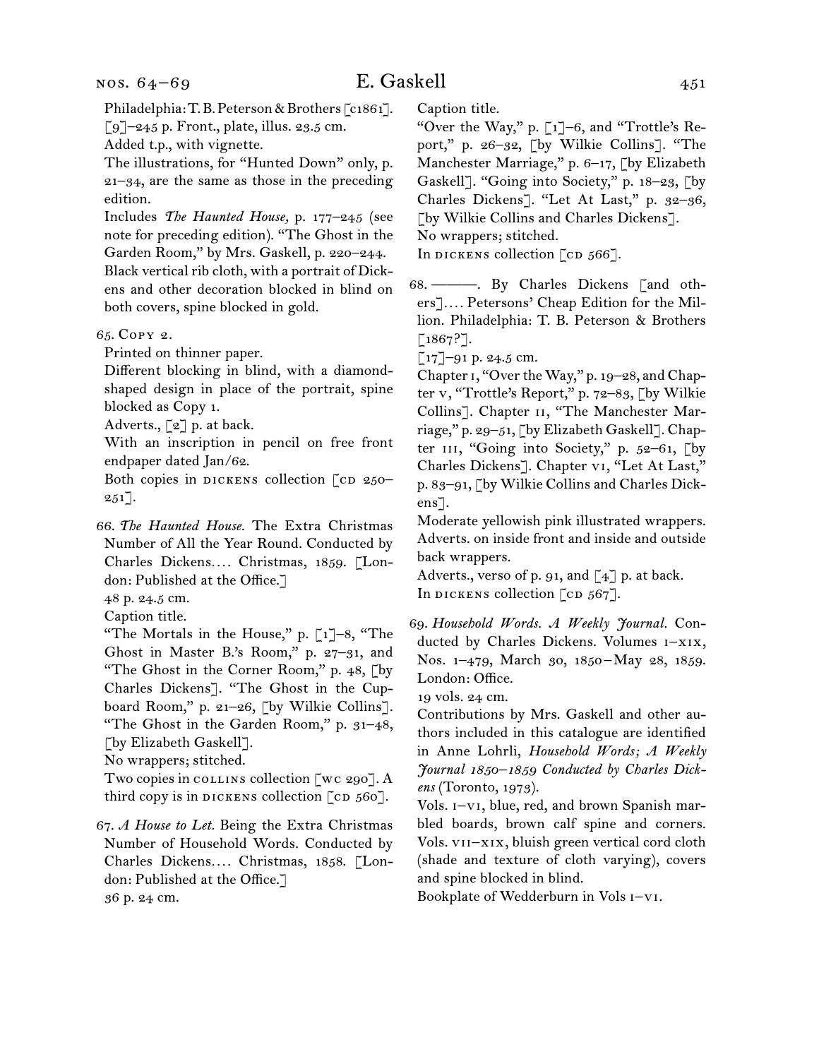Philadelphia: T. B. Peterson & Brothers [c1861].
[9]–245 p. Front., plate, illus. 23.5 cm.
Added t.p., with vignette.
The illustrations, for "Hunted Down" only, p. 21–34, are the same as those in the preceding edition.
Includes *The Haunted House,* p. 177–245 (see note for preceding edition). "The Ghost in the Garden Room," by Mrs. Gaskell, p. 220–244.
Black vertical rib cloth, with a portrait of Dickens and other decoration blocked in blind on both covers, spine blocked in gold.

65. Copy 2.
Printed on thinner paper.
Different blocking in blind, with a diamond-shaped design in place of the portrait, spine blocked as Copy 1.
Adverts., [2] p. at back.
With an inscription in pencil on free front endpaper dated Jan/62.
Both copies in DICKENS collection [CD 250–251].

66. *The Haunted House.* The Extra Christmas Number of All the Year Round. Conducted by Charles Dickens.... Christmas, 1859. [London: Published at the Office.]
48 p. 24.5 cm.
Caption title.
"The Mortals in the House," p. [1]–8, "The Ghost in Master B.'s Room," p. 27–31, and "The Ghost in the Corner Room," p. 48, [by Charles Dickens]. "The Ghost in the Cupboard Room," p. 21–26, [by Wilkie Collins]. "The Ghost in the Garden Room," p. 31–48, [by Elizabeth Gaskell].
No wrappers; stitched.
Two copies in COLLINS collection [WC 290]. A third copy is in DICKENS collection [CD 560].

67. *A House to Let.* Being the Extra Christmas Number of Household Words. Conducted by Charles Dickens.... Christmas, 1858. [London: Published at the Office.]
36 p. 24 cm.
Caption title.
"Over the Way," p. [1]–6, and "Trottle's Report," p. 26–32, [by Wilkie Collins]. "The Manchester Marriage," p. 6–17, [by Elizabeth Gaskell]. "Going into Society," p. 18–23, [by Charles Dickens]. "Let At Last," p. 32–36, [by Wilkie Collins and Charles Dickens].
No wrappers; stitched.
In DICKENS collection [CD 566].

68. ———. By Charles Dickens [and others].... Petersons' Cheap Edition for the Million. Philadelphia: T. B. Peterson & Brothers [1867?].
[17]–91 p. 24.5 cm.
Chapter I, "Over the Way," p. 19–28, and Chapter V, "Trottle's Report," p. 72–83, [by Wilkie Collins]. Chapter II, "The Manchester Marriage," p. 29–51, [by Elizabeth Gaskell]. Chapter III, "Going into Society," p. 52–61, [by Charles Dickens]. Chapter VI, "Let At Last," p. 83–91, [by Wilkie Collins and Charles Dickens].
Moderate yellowish pink illustrated wrappers. Adverts. on inside front and inside and outside back wrappers.
Adverts., verso of p. 91, and [4] p. at back.
In DICKENS collection [CD 567].

69. *Household Words. A Weekly Journal.* Conducted by Charles Dickens. Volumes I–XIX, Nos. 1–479, March 30, 1850–May 28, 1859. London: Office.
19 vols. 24 cm.
Contributions by Mrs. Gaskell and other authors included in this catalogue are identified in Anne Lohrli, *Household Words; A Weekly Journal 1850–1859 Conducted by Charles Dickens* (Toronto, 1973).
Vols. I–VI, blue, red, and brown Spanish marbled boards, brown calf spine and corners. Vols. VII–XIX, bluish green vertical cord cloth (shade and texture of cloth varying), covers and spine blocked in blind.
Bookplate of Wedderburn in Vols I–VI.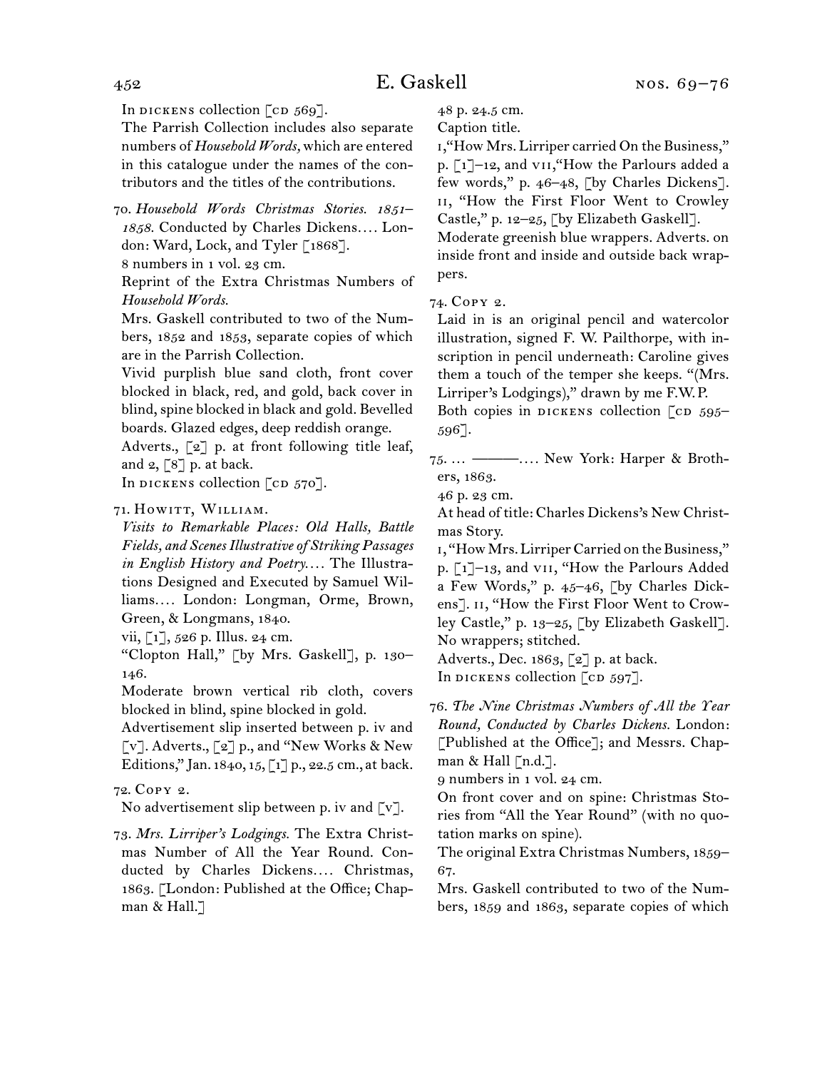In DICKENS collection [CD 569].

The Parrish Collection includes also separate numbers of *Household Words,* which are entered in this catalogue under the names of the contributors and the titles of the contributions.

70. *Household Words Christmas Stories. 1851–1858.* Conducted by Charles Dickens.... London: Ward, Lock, and Tyler [1868].
8 numbers in 1 vol. 23 cm.
Reprint of the Extra Christmas Numbers of *Household Words.*
Mrs. Gaskell contributed to two of the Numbers, 1852 and 1853, separate copies of which are in the Parrish Collection.
Vivid purplish blue sand cloth, front cover blocked in black, red, and gold, back cover in blind, spine blocked in black and gold. Bevelled boards. Glazed edges, deep reddish orange.
Adverts., [2] p. at front following title leaf, and 2, [8] p. at back.
In DICKENS collection [CD 570].

71. HOWITT, WILLIAM.
*Visits to Remarkable Places: Old Halls, Battle Fields, and Scenes Illustrative of Striking Passages in English History and Poetry....* The Illustrations Designed and Executed by Samuel Williams.... London: Longman, Orme, Brown, Green, & Longmans, 1840.
vii, [1], 526 p. Illus. 24 cm.
"Clopton Hall," [by Mrs. Gaskell], p. 130–146.
Moderate brown vertical rib cloth, covers blocked in blind, spine blocked in gold.
Advertisement slip inserted between p. iv and [v]. Adverts., [2] p., and "New Works & New Editions," Jan. 1840, 15, [1] p., 22.5 cm., at back.

72. COPY 2.
No advertisement slip between p. iv and [v].

73. *Mrs. Lirriper's Lodgings.* The Extra Christmas Number of All the Year Round. Conducted by Charles Dickens.... Christmas, 1863. [London: Published at the Office; Chapman & Hall.]
48 p. 24.5 cm.
Caption title.
I, "How Mrs. Lirriper carried On the Business," p. [1]–12, and VII, "How the Parlours added a few words," p. 46–48, [by Charles Dickens]. II, "How the First Floor Went to Crowley Castle," p. 12–25, [by Elizabeth Gaskell].
Moderate greenish blue wrappers. Adverts. on inside front and inside and outside back wrappers.

74. COPY 2.
Laid in is an original pencil and watercolor illustration, signed F. W. Pailthorpe, with inscription in pencil underneath: Caroline gives them a touch of the temper she keeps. "(Mrs. Lirriper's Lodgings)," drawn by me F.W.P.
Both copies in DICKENS collection [CD 595–596].

75. ... ———.... New York: Harper & Brothers, 1863.
46 p. 23 cm.
At head of title: Charles Dickens's New Christmas Story.
I, "How Mrs. Lirriper Carried on the Business," p. [1]–13, and VII, "How the Parlours Added a Few Words," p. 45–46, [by Charles Dickens]. II, "How the First Floor Went to Crowley Castle," p. 13–25, [by Elizabeth Gaskell].
No wrappers; stitched.
Adverts., Dec. 1863, [2] p. at back.
In DICKENS collection [CD 597].

76. *The Nine Christmas Numbers of All the Year Round, Conducted by Charles Dickens.* London: [Published at the Office]; and Messrs. Chapman & Hall [n.d.].
9 numbers in 1 vol. 24 cm.
On front cover and on spine: Christmas Stories from "All the Year Round" (with no quotation marks on spine).
The original Extra Christmas Numbers, 1859–67.
Mrs. Gaskell contributed to two of the Numbers, 1859 and 1863, separate copies of which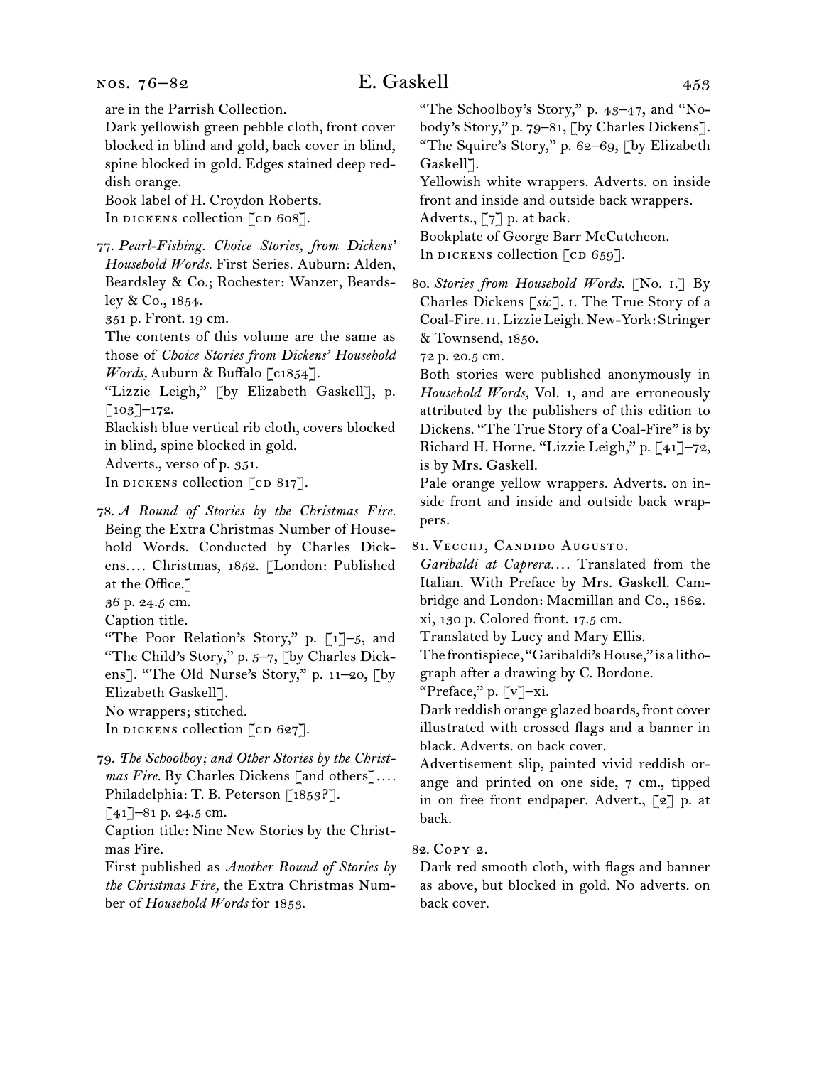are in the Parrish Collection.

Dark yellowish green pebble cloth, front cover blocked in blind and gold, back cover in blind, spine blocked in gold. Edges stained deep reddish orange.

Book label of H. Croydon Roberts.

In DICKENS collection [CD 608].

77. *Pearl-Fishing. Choice Stories, from Dickens' Household Words.* First Series. Auburn: Alden, Beardsley & Co.; Rochester: Wanzer, Beardsley & Co., 1854.

351 p. Front. 19 cm.

The contents of this volume are the same as those of *Choice Stories from Dickens' Household Words,* Auburn & Buffalo [c1854].

"Lizzie Leigh," [by Elizabeth Gaskell], p. [103]–172.

Blackish blue vertical rib cloth, covers blocked in blind, spine blocked in gold.

Adverts., verso of p. 351.

In DICKENS collection [CD 817].

78. *A Round of Stories by the Christmas Fire.* Being the Extra Christmas Number of Household Words. Conducted by Charles Dickens.... Christmas, 1852. [London: Published at the Office.]

36 p. 24.5 cm.

Caption title.

"The Poor Relation's Story," p. [1]–5, and "The Child's Story," p. 5–7, [by Charles Dickens]. "The Old Nurse's Story," p. 11–20, [by Elizabeth Gaskell].

No wrappers; stitched.

In DICKENS collection [CD 627].

79. *The Schoolboy; and Other Stories by the Christmas Fire.* By Charles Dickens [and others].... Philadelphia: T. B. Peterson [1853?].

[41]–81 p. 24.5 cm.

Caption title: Nine New Stories by the Christmas Fire.

First published as *Another Round of Stories by the Christmas Fire,* the Extra Christmas Number of *Household Words* for 1853.

"The Schoolboy's Story," p. 43–47, and "Nobody's Story," p. 79–81, [by Charles Dickens]. "The Squire's Story," p. 62–69, [by Elizabeth Gaskell].

Yellowish white wrappers. Adverts. on inside front and inside and outside back wrappers.

Adverts., [7] p. at back.

Bookplate of George Barr McCutcheon.

In DICKENS collection [CD 659].

80. *Stories from Household Words.* [No. I.] By Charles Dickens [*sic*]. I. The True Story of a Coal-Fire. II. Lizzie Leigh. New-York: Stringer & Townsend, 1850.

72 p. 20.5 cm.

Both stories were published anonymously in *Household Words,* Vol. 1, and are erroneously attributed by the publishers of this edition to Dickens. "The True Story of a Coal-Fire" is by Richard H. Horne. "Lizzie Leigh," p. [41]–72, is by Mrs. Gaskell.

Pale orange yellow wrappers. Adverts. on inside front and inside and outside back wrappers.

81. VECCHJ, CANDIDO AUGUSTO.

*Garibaldi at Caprera....* Translated from the Italian. With Preface by Mrs. Gaskell. Cambridge and London: Macmillan and Co., 1862.

xi, 130 p. Colored front. 17.5 cm.

Translated by Lucy and Mary Ellis.

The frontispiece, "Garibaldi's House," is a lithograph after a drawing by C. Bordone.

"Preface," p. [v]–xi.

Dark reddish orange glazed boards, front cover illustrated with crossed flags and a banner in black. Adverts. on back cover.

Advertisement slip, painted vivid reddish orange and printed on one side, 7 cm., tipped in on free front endpaper. Advert., [2] p. at back.

82. COPY 2.

Dark red smooth cloth, with flags and banner as above, but blocked in gold. No adverts. on back cover.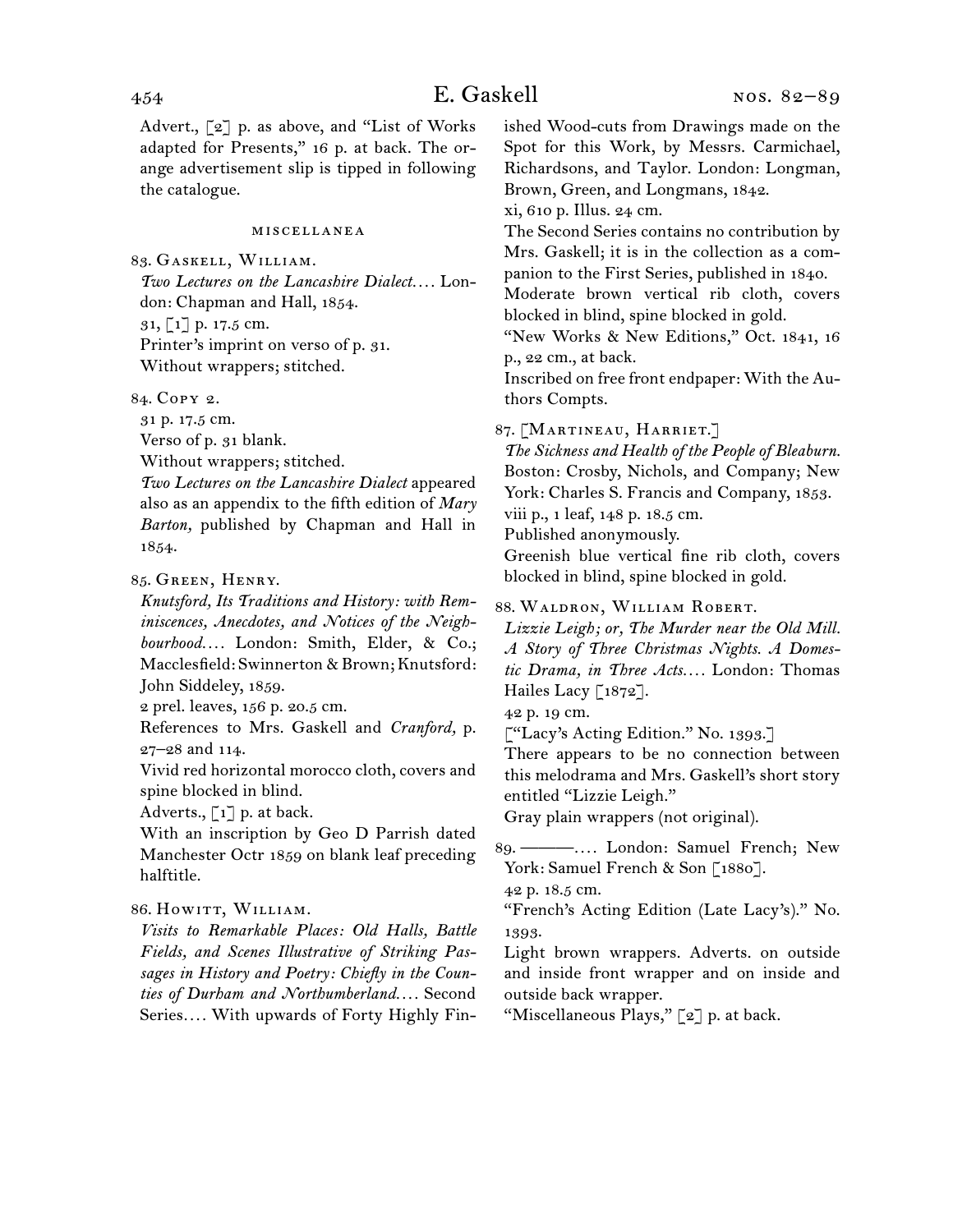Advert., [2] p. as above, and "List of Works adapted for Presents," 16 p. at back. The orange advertisement slip is tipped in following the catalogue.

### MISCELLANEA

83. Gaskell, William.
*Two Lectures on the Lancashire Dialect. . . .* London: Chapman and Hall, 1854.
31, [1] p. 17.5 cm.
Printer's imprint on verso of p. 31.
Without wrappers; stitched.

84. Copy 2.
31 p. 17.5 cm.
Verso of p. 31 blank.
Without wrappers; stitched.
*Two Lectures on the Lancashire Dialect* appeared also as an appendix to the fifth edition of *Mary Barton,* published by Chapman and Hall in 1854.

85. Green, Henry.
*Knutsford, Its Traditions and History: with Reminiscences, Anecdotes, and Notices of the Neighbourhood. . . .* London: Smith, Elder, & Co.; Macclesfield: Swinnerton & Brown; Knutsford: John Siddeley, 1859.
2 prel. leaves, 156 p. 20.5 cm.
References to Mrs. Gaskell and *Cranford,* p. 27–28 and 114.
Vivid red horizontal morocco cloth, covers and spine blocked in blind.
Adverts., [1] p. at back.
With an inscription by Geo D Parrish dated Manchester Octr 1859 on blank leaf preceding halftitle.

86. Howitt, William.
*Visits to Remarkable Places: Old Halls, Battle Fields, and Scenes Illustrative of Striking Passages in History and Poetry: Chiefly in the Counties of Durham and Northumberland. . . .* Second Series. . . . With upwards of Forty Highly Finished Wood-cuts from Drawings made on the Spot for this Work, by Messrs. Carmichael, Richardsons, and Taylor. London: Longman, Brown, Green, and Longmans, 1842.
xi, 610 p. Illus. 24 cm.
The Second Series contains no contribution by Mrs. Gaskell; it is in the collection as a companion to the First Series, published in 1840.
Moderate brown vertical rib cloth, covers blocked in blind, spine blocked in gold.
"New Works & New Editions," Oct. 1841, 16 p., 22 cm., at back.
Inscribed on free front endpaper: With the Authors Compts.

87. [Martineau, Harriet.]
*The Sickness and Health of the People of Bleaburn.* Boston: Crosby, Nichols, and Company; New York: Charles S. Francis and Company, 1853.
viii p., 1 leaf, 148 p. 18.5 cm.
Published anonymously.
Greenish blue vertical fine rib cloth, covers blocked in blind, spine blocked in gold.

88. Waldron, William Robert.
*Lizzie Leigh; or, The Murder near the Old Mill. A Story of Three Christmas Nights. A Domestic Drama, in Three Acts. . . .* London: Thomas Hailes Lacy [1872].
42 p. 19 cm.
["Lacy's Acting Edition." No. 1393.]
There appears to be no connection between this melodrama and Mrs. Gaskell's short story entitled "Lizzie Leigh."
Gray plain wrappers (not original).

89. ———. . . . London: Samuel French; New York: Samuel French & Son [1880].
42 p. 18.5 cm.
"French's Acting Edition (Late Lacy's)." No. 1393.
Light brown wrappers. Adverts. on outside and inside front wrapper and on inside and outside back wrapper.
"Miscellaneous Plays," [2] p. at back.